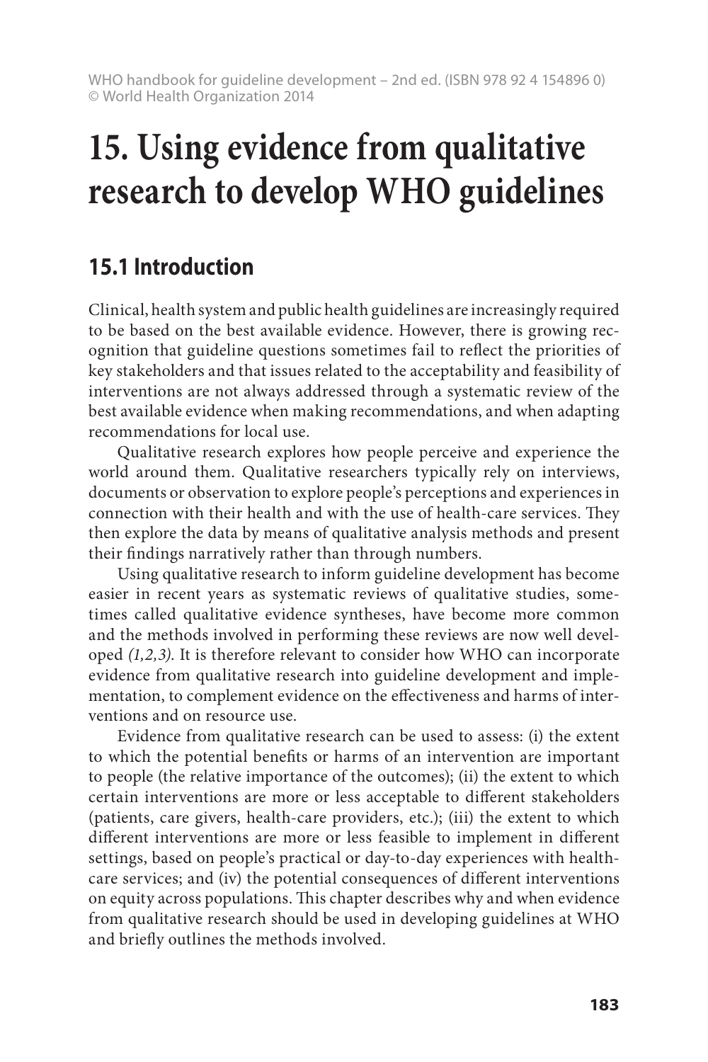# 15. Using evidence from qualitative research to develop WHO guidelines

## 15.1 Introduction

Clinical, health system and public health guidelines are increasingly required to be based on the best available evidence. However, there is growing recognition that guideline questions sometimes fail to reflect the priorities of key stakeholders and that issues related to the acceptability and feasibility of interventions are not always addressed through a systematic review of the best available evidence when making recommendations, and when adapting recommendations for local use.

Qualitative research explores how people perceive and experience the world around them. Qualitative researchers typically rely on interviews, documents or observation to explore people's perceptions and experiences in connection with their health and with the use of health-care services. They then explore the data by means of qualitative analysis methods and present their findings narratively rather than through numbers.

Using qualitative research to inform guideline development has become easier in recent years as systematic reviews of qualitative studies, sometimes called qualitative evidence syntheses, have become more common and the methods involved in performing these reviews are now well developed *(1,2,3)*. It is therefore relevant to consider how WHO can incorporate evidence from qualitative research into guideline development and implementation, to complement evidence on the effectiveness and harms of interventions and on resource use.

Evidence from qualitative research can be used to assess: (i) the extent to which the potential benefits or harms of an intervention are important to people (the relative importance of the outcomes); (ii) the extent to which certain interventions are more or less acceptable to different stakeholders (patients, care givers, health-care providers, etc.); (iii) the extent to which different interventions are more or less feasible to implement in different settings, based on people's practical or day-to-day experiences with health-care services; and (iv) the potential consequences of different interventions on equity across populations. This chapter describes why and when evidence from qualitative research should be used in developing guidelines at WHO and briefly outlines the methods involved.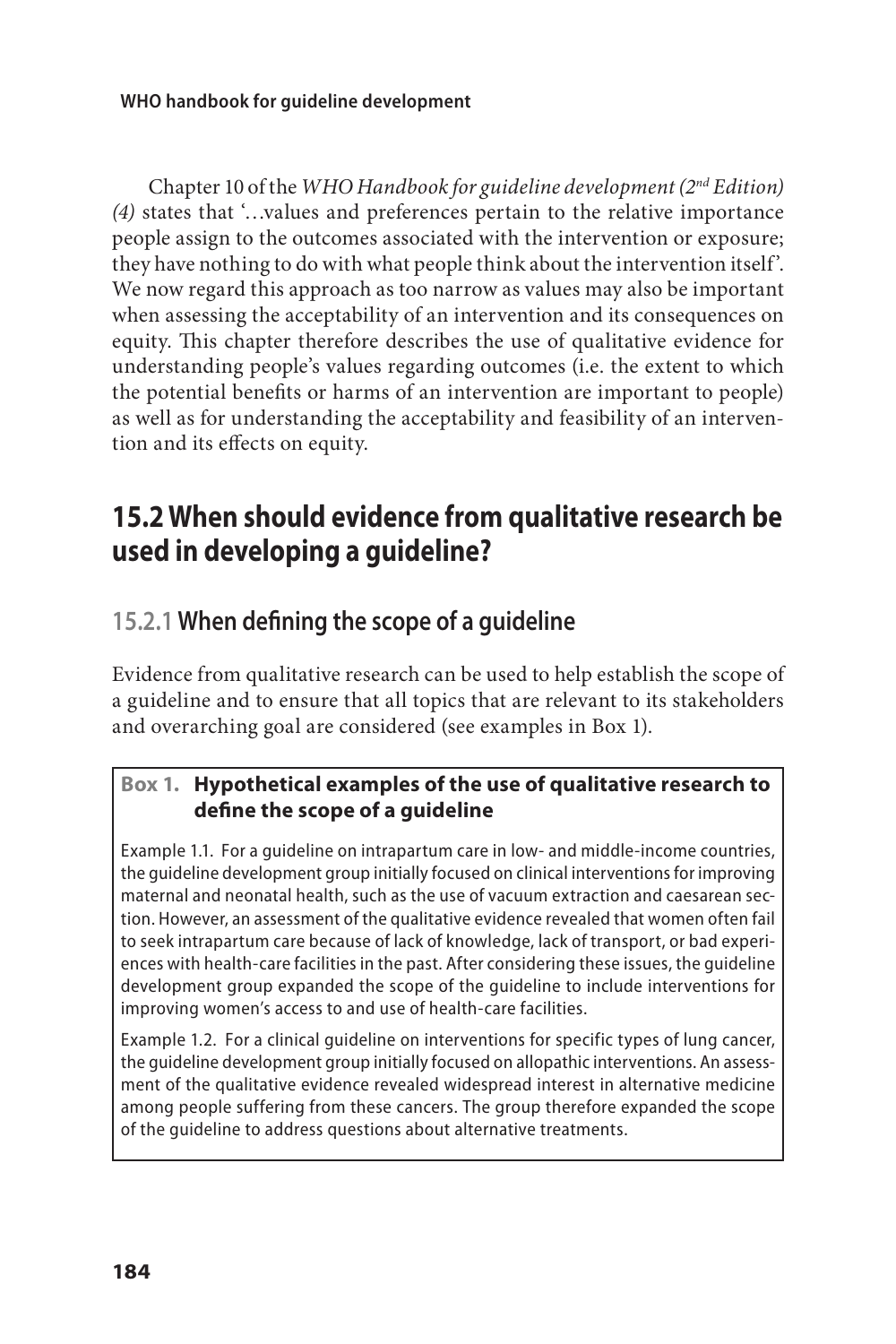Chapter 10 of the *WHO Handbook for guideline development (2nd Edition) (4)* states that '…values and preferences pertain to the relative importance people assign to the outcomes associated with the intervention or exposure; they have nothing to do with what people think about the intervention itself'. We now regard this approach as too narrow as values may also be important when assessing the acceptability of an intervention and its consequences on equity. This chapter therefore describes the use of qualitative evidence for understanding people's values regarding outcomes (i.e. the extent to which the potential benefits or harms of an intervention are important to people) as well as for understanding the acceptability and feasibility of an intervention and its effects on equity.

## 15.2 When should evidence from qualitative research be used in developing a guideline?

### 15.2.1 When defining the scope of a guideline

Evidence from qualitative research can be used to help establish the scope of a guideline and to ensure that all topics that are relevant to its stakeholders and overarching goal are considered (see examples in Box 1).

> **Box 1. Hypothetical examples of the use of qualitative research to define the scope of a guideline**
>
> Example 1.1. For a guideline on intrapartum care in low- and middle-income countries, the guideline development group initially focused on clinical interventions for improving maternal and neonatal health, such as the use of vacuum extraction and caesarean section. However, an assessment of the qualitative evidence revealed that women often fail to seek intrapartum care because of lack of knowledge, lack of transport, or bad experiences with health-care facilities in the past. After considering these issues, the guideline development group expanded the scope of the guideline to include interventions for improving women's access to and use of health-care facilities.
>
> Example 1.2. For a clinical guideline on interventions for specific types of lung cancer, the guideline development group initially focused on allopathic interventions. An assessment of the qualitative evidence revealed widespread interest in alternative medicine among people suffering from these cancers. The group therefore expanded the scope of the guideline to address questions about alternative treatments.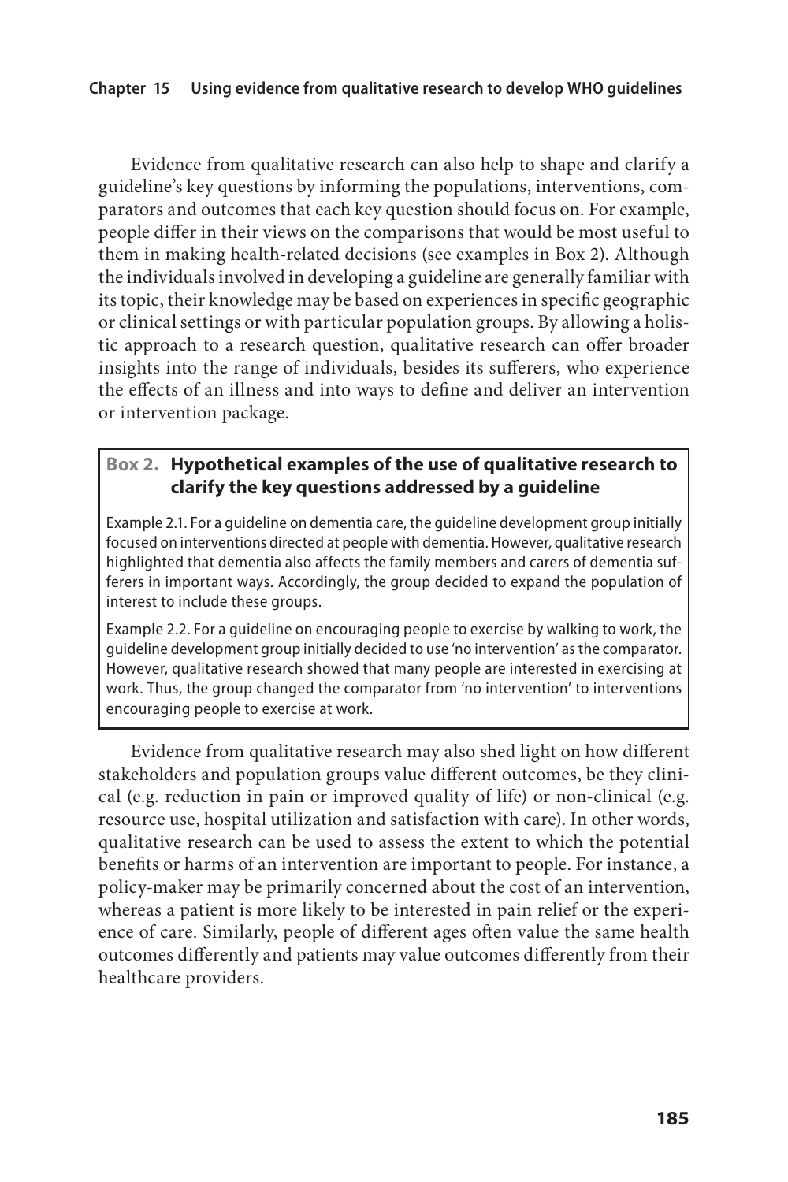Evidence from qualitative research can also help to shape and clarify a guideline's key questions by informing the populations, interventions, comparators and outcomes that each key question should focus on. For example, people differ in their views on the comparisons that would be most useful to them in making health-related decisions (see examples in Box 2). Although the individuals involved in developing a guideline are generally familiar with its topic, their knowledge may be based on experiences in specific geographic or clinical settings or with particular population groups. By allowing a holistic approach to a research question, qualitative research can offer broader insights into the range of individuals, besides its sufferers, who experience the effects of an illness and into ways to define and deliver an intervention or intervention package.

> **Box 2. Hypothetical examples of the use of qualitative research to clarify the key questions addressed by a guideline**
>
> Example 2.1. For a guideline on dementia care, the guideline development group initially focused on interventions directed at people with dementia. However, qualitative research highlighted that dementia also affects the family members and carers of dementia sufferers in important ways. Accordingly, the group decided to expand the population of interest to include these groups.
>
> Example 2.2. For a guideline on encouraging people to exercise by walking to work, the guideline development group initially decided to use 'no intervention' as the comparator. However, qualitative research showed that many people are interested in exercising at work. Thus, the group changed the comparator from 'no intervention' to interventions encouraging people to exercise at work.

Evidence from qualitative research may also shed light on how different stakeholders and population groups value different outcomes, be they clinical (e.g. reduction in pain or improved quality of life) or non-clinical (e.g. resource use, hospital utilization and satisfaction with care). In other words, qualitative research can be used to assess the extent to which the potential benefits or harms of an intervention are important to people. For instance, a policy-maker may be primarily concerned about the cost of an intervention, whereas a patient is more likely to be interested in pain relief or the experience of care. Similarly, people of different ages often value the same health outcomes differently and patients may value outcomes differently from their healthcare providers.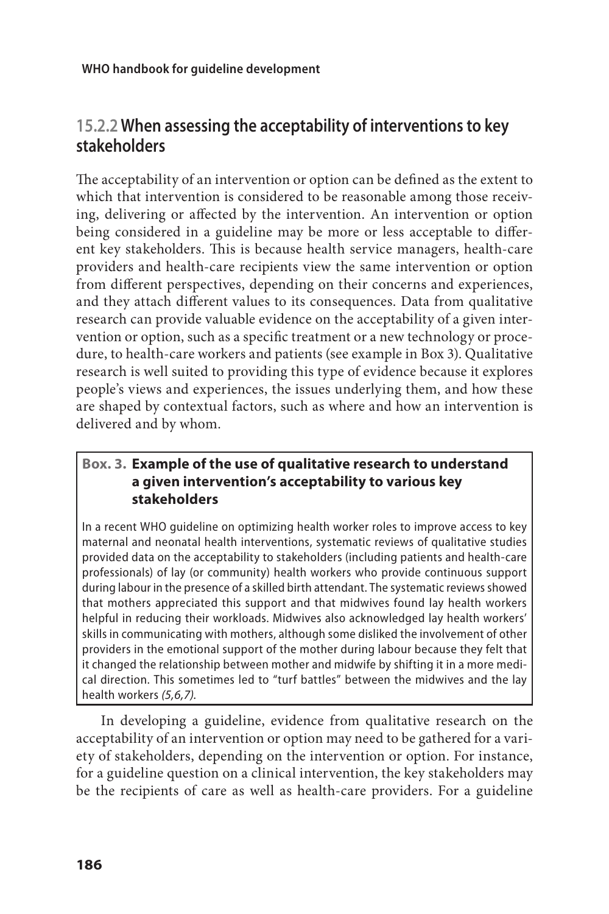### 15.2.2 When assessing the acceptability of interventions to key stakeholders

The acceptability of an intervention or option can be defined as the extent to which that intervention is considered to be reasonable among those receiving, delivering or affected by the intervention. An intervention or option being considered in a guideline may be more or less acceptable to different key stakeholders. This is because health service managers, health-care providers and health-care recipients view the same intervention or option from different perspectives, depending on their concerns and experiences, and they attach different values to its consequences. Data from qualitative research can provide valuable evidence on the acceptability of a given intervention or option, such as a specific treatment or a new technology or procedure, to health-care workers and patients (see example in Box 3). Qualitative research is well suited to providing this type of evidence because it explores people's views and experiences, the issues underlying them, and how these are shaped by contextual factors, such as where and how an intervention is delivered and by whom.

> **Box. 3. Example of the use of qualitative research to understand a given intervention's acceptability to various key stakeholders**
>
> In a recent WHO guideline on optimizing health worker roles to improve access to key maternal and neonatal health interventions, systematic reviews of qualitative studies provided data on the acceptability to stakeholders (including patients and health-care professionals) of lay (or community) health workers who provide continuous support during labour in the presence of a skilled birth attendant. The systematic reviews showed that mothers appreciated this support and that midwives found lay health workers helpful in reducing their workloads. Midwives also acknowledged lay health workers' skills in communicating with mothers, although some disliked the involvement of other providers in the emotional support of the mother during labour because they felt that it changed the relationship between mother and midwife by shifting it in a more medical direction. This sometimes led to "turf battles" between the midwives and the lay health workers *(5,6,7)*.

In developing a guideline, evidence from qualitative research on the acceptability of an intervention or option may need to be gathered for a variety of stakeholders, depending on the intervention or option. For instance, for a guideline question on a clinical intervention, the key stakeholders may be the recipients of care as well as health-care providers. For a guideline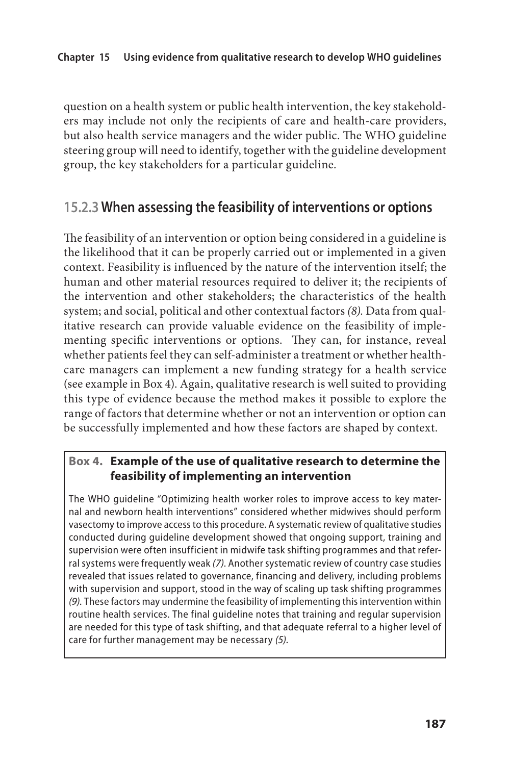question on a health system or public health intervention, the key stakeholders may include not only the recipients of care and health-care providers, but also health service managers and the wider public. The WHO guideline steering group will need to identify, together with the guideline development group, the key stakeholders for a particular guideline.

### 15.2.3 When assessing the feasibility of interventions or options

The feasibility of an intervention or option being considered in a guideline is the likelihood that it can be properly carried out or implemented in a given context. Feasibility is influenced by the nature of the intervention itself; the human and other material resources required to deliver it; the recipients of the intervention and other stakeholders; the characteristics of the health system; and social, political and other contextual factors *(8)*. Data from qualitative research can provide valuable evidence on the feasibility of implementing specific interventions or options. They can, for instance, reveal whether patients feel they can self-administer a treatment or whether health-care managers can implement a new funding strategy for a health service (see example in Box 4). Again, qualitative research is well suited to providing this type of evidence because the method makes it possible to explore the range of factors that determine whether or not an intervention or option can be successfully implemented and how these factors are shaped by context.

**Box 4. Example of the use of qualitative research to determine the feasibility of implementing an intervention**

The WHO guideline "Optimizing health worker roles to improve access to key maternal and newborn health interventions" considered whether midwives should perform vasectomy to improve access to this procedure. A systematic review of qualitative studies conducted during guideline development showed that ongoing support, training and supervision were often insufficient in midwife task shifting programmes and that referral systems were frequently weak *(7)*. Another systematic review of country case studies revealed that issues related to governance, financing and delivery, including problems with supervision and support, stood in the way of scaling up task shifting programmes *(9)*. These factors may undermine the feasibility of implementing this intervention within routine health services. The final guideline notes that training and regular supervision are needed for this type of task shifting, and that adequate referral to a higher level of care for further management may be necessary *(5)*.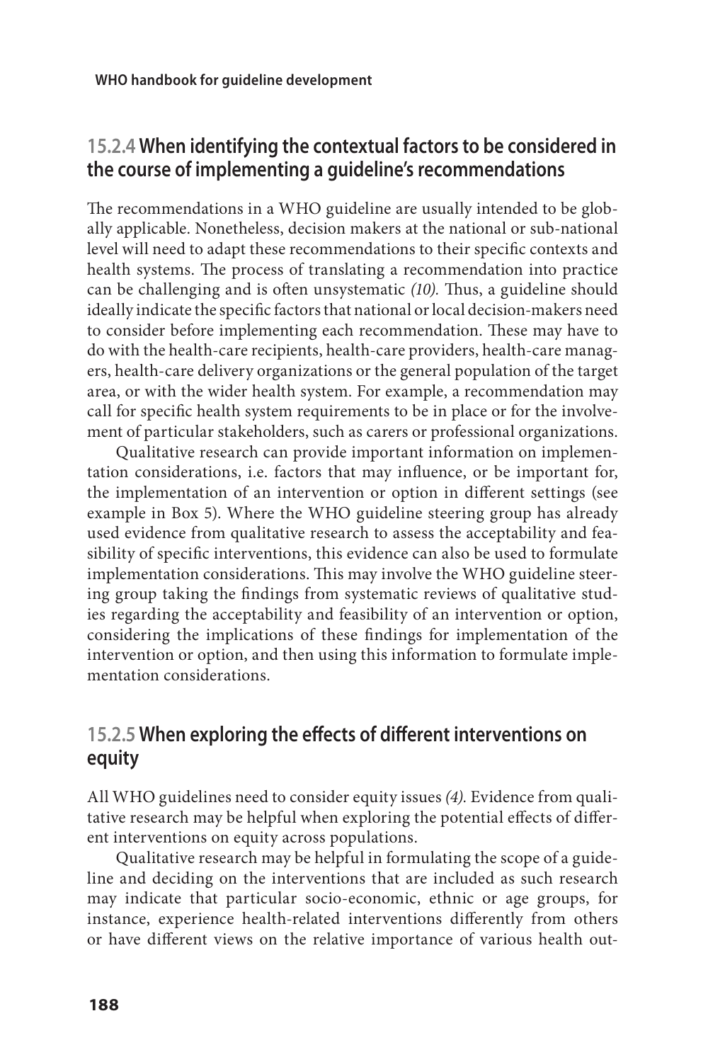### 15.2.4 When identifying the contextual factors to be considered in the course of implementing a guideline's recommendations

The recommendations in a WHO guideline are usually intended to be globally applicable. Nonetheless, decision makers at the national or sub-national level will need to adapt these recommendations to their specific contexts and health systems. The process of translating a recommendation into practice can be challenging and is often unsystematic *(10)*. Thus, a guideline should ideally indicate the specific factors that national or local decision-makers need to consider before implementing each recommendation. These may have to do with the health-care recipients, health-care providers, health-care managers, health-care delivery organizations or the general population of the target area, or with the wider health system. For example, a recommendation may call for specific health system requirements to be in place or for the involvement of particular stakeholders, such as carers or professional organizations.

Qualitative research can provide important information on implementation considerations, i.e. factors that may influence, or be important for, the implementation of an intervention or option in different settings (see example in Box 5). Where the WHO guideline steering group has already used evidence from qualitative research to assess the acceptability and feasibility of specific interventions, this evidence can also be used to formulate implementation considerations. This may involve the WHO guideline steering group taking the findings from systematic reviews of qualitative studies regarding the acceptability and feasibility of an intervention or option, considering the implications of these findings for implementation of the intervention or option, and then using this information to formulate implementation considerations.

### 15.2.5 When exploring the effects of different interventions on equity

All WHO guidelines need to consider equity issues *(4)*. Evidence from qualitative research may be helpful when exploring the potential effects of different interventions on equity across populations.

Qualitative research may be helpful in formulating the scope of a guideline and deciding on the interventions that are included as such research may indicate that particular socio-economic, ethnic or age groups, for instance, experience health-related interventions differently from others or have different views on the relative importance of various health out-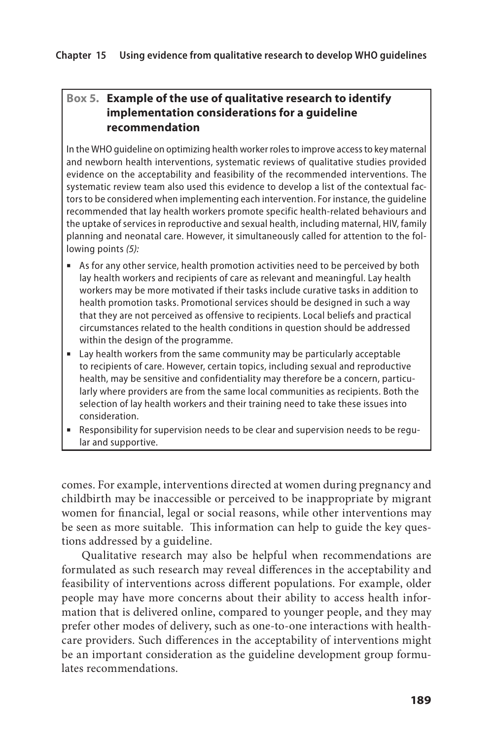### Box 5. Example of the use of qualitative research to identify implementation considerations for a guideline recommendation

In the WHO guideline on optimizing health worker roles to improve access to key maternal and newborn health interventions, systematic reviews of qualitative studies provided evidence on the acceptability and feasibility of the recommended interventions. The systematic review team also used this evidence to develop a list of the contextual factors to be considered when implementing each intervention. For instance, the guideline recommended that lay health workers promote specific health-related behaviours and the uptake of services in reproductive and sexual health, including maternal, HIV, family planning and neonatal care. However, it simultaneously called for attention to the following points *(5):*

- As for any other service, health promotion activities need to be perceived by both lay health workers and recipients of care as relevant and meaningful. Lay health workers may be more motivated if their tasks include curative tasks in addition to health promotion tasks. Promotional services should be designed in such a way that they are not perceived as offensive to recipients. Local beliefs and practical circumstances related to the health conditions in question should be addressed within the design of the programme.
- Lay health workers from the same community may be particularly acceptable to recipients of care. However, certain topics, including sexual and reproductive health, may be sensitive and confidentiality may therefore be a concern, particularly where providers are from the same local communities as recipients. Both the selection of lay health workers and their training need to take these issues into consideration.
- Responsibility for supervision needs to be clear and supervision needs to be regular and supportive.

comes. For example, interventions directed at women during pregnancy and childbirth may be inaccessible or perceived to be inappropriate by migrant women for financial, legal or social reasons, while other interventions may be seen as more suitable. This information can help to guide the key questions addressed by a guideline.

Qualitative research may also be helpful when recommendations are formulated as such research may reveal differences in the acceptability and feasibility of interventions across different populations. For example, older people may have more concerns about their ability to access health information that is delivered online, compared to younger people, and they may prefer other modes of delivery, such as one-to-one interactions with healthcare providers. Such differences in the acceptability of interventions might be an important consideration as the guideline development group formulates recommendations.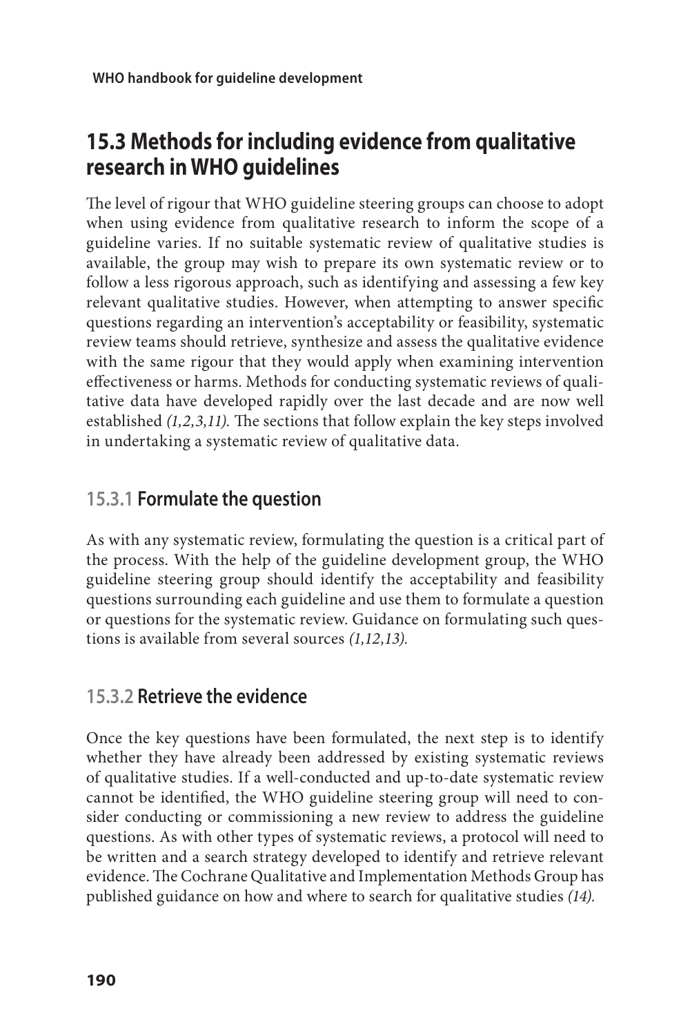## 15.3 Methods for including evidence from qualitative research in WHO guidelines

The level of rigour that WHO guideline steering groups can choose to adopt when using evidence from qualitative research to inform the scope of a guideline varies. If no suitable systematic review of qualitative studies is available, the group may wish to prepare its own systematic review or to follow a less rigorous approach, such as identifying and assessing a few key relevant qualitative studies. However, when attempting to answer specific questions regarding an intervention's acceptability or feasibility, systematic review teams should retrieve, synthesize and assess the qualitative evidence with the same rigour that they would apply when examining intervention effectiveness or harms. Methods for conducting systematic reviews of qualitative data have developed rapidly over the last decade and are now well established *(1,2,3,11)*. The sections that follow explain the key steps involved in undertaking a systematic review of qualitative data.

### 15.3.1 Formulate the question

As with any systematic review, formulating the question is a critical part of the process. With the help of the guideline development group, the WHO guideline steering group should identify the acceptability and feasibility questions surrounding each guideline and use them to formulate a question or questions for the systematic review. Guidance on formulating such questions is available from several sources *(1,12,13)*.

### 15.3.2 Retrieve the evidence

Once the key questions have been formulated, the next step is to identify whether they have already been addressed by existing systematic reviews of qualitative studies. If a well-conducted and up-to-date systematic review cannot be identified, the WHO guideline steering group will need to consider conducting or commissioning a new review to address the guideline questions. As with other types of systematic reviews, a protocol will need to be written and a search strategy developed to identify and retrieve relevant evidence. The Cochrane Qualitative and Implementation Methods Group has published guidance on how and where to search for qualitative studies *(14)*.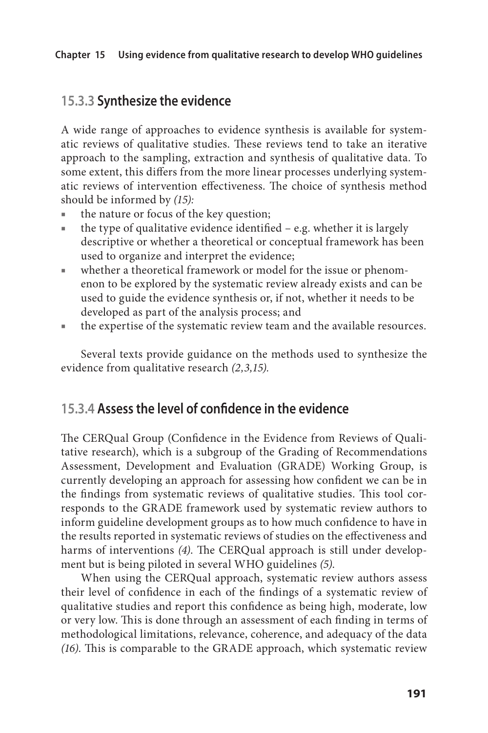### 15.3.3 Synthesize the evidence

A wide range of approaches to evidence synthesis is available for systematic reviews of qualitative studies. These reviews tend to take an iterative approach to the sampling, extraction and synthesis of qualitative data. To some extent, this differs from the more linear processes underlying systematic reviews of intervention effectiveness. The choice of synthesis method should be informed by *(15):*

- the nature or focus of the key question;
- the type of qualitative evidence identified – e.g. whether it is largely descriptive or whether a theoretical or conceptual framework has been used to organize and interpret the evidence;
- whether a theoretical framework or model for the issue or phenomenon to be explored by the systematic review already exists and can be used to guide the evidence synthesis or, if not, whether it needs to be developed as part of the analysis process; and
- the expertise of the systematic review team and the available resources.

Several texts provide guidance on the methods used to synthesize the evidence from qualitative research *(2,3,15)*.

### 15.3.4 Assess the level of confidence in the evidence

The CERQual Group (Confidence in the Evidence from Reviews of Qualitative research), which is a subgroup of the Grading of Recommendations Assessment, Development and Evaluation (GRADE) Working Group, is currently developing an approach for assessing how confident we can be in the findings from systematic reviews of qualitative studies. This tool corresponds to the GRADE framework used by systematic review authors to inform guideline development groups as to how much confidence to have in the results reported in systematic reviews of studies on the effectiveness and harms of interventions *(4)*. The CERQual approach is still under development but is being piloted in several WHO guidelines *(5)*.

When using the CERQual approach, systematic review authors assess their level of confidence in each of the findings of a systematic review of qualitative studies and report this confidence as being high, moderate, low or very low. This is done through an assessment of each finding in terms of methodological limitations, relevance, coherence, and adequacy of the data *(16)*. This is comparable to the GRADE approach, which systematic review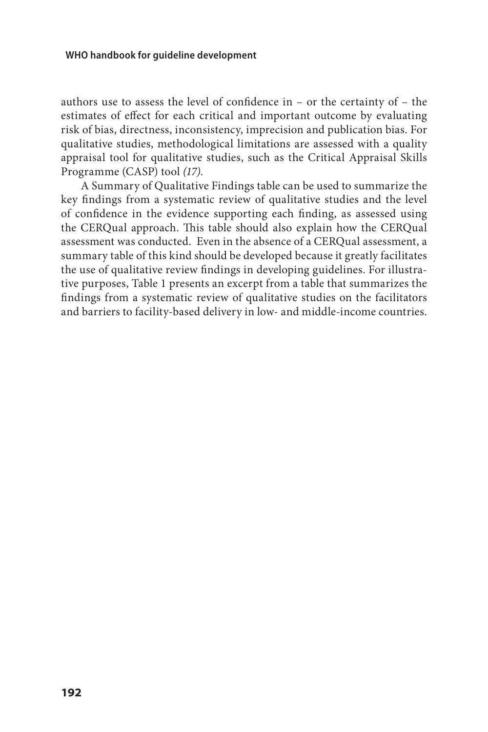authors use to assess the level of confidence in – or the certainty of – the estimates of effect for each critical and important outcome by evaluating risk of bias, directness, inconsistency, imprecision and publication bias. For qualitative studies, methodological limitations are assessed with a quality appraisal tool for qualitative studies, such as the Critical Appraisal Skills Programme (CASP) tool *(17)*.

A Summary of Qualitative Findings table can be used to summarize the key findings from a systematic review of qualitative studies and the level of confidence in the evidence supporting each finding, as assessed using the CERQual approach. This table should also explain how the CERQual assessment was conducted. Even in the absence of a CERQual assessment, a summary table of this kind should be developed because it greatly facilitates the use of qualitative review findings in developing guidelines. For illustrative purposes, Table 1 presents an excerpt from a table that summarizes the findings from a systematic review of qualitative studies on the facilitators and barriers to facility-based delivery in low- and middle-income countries.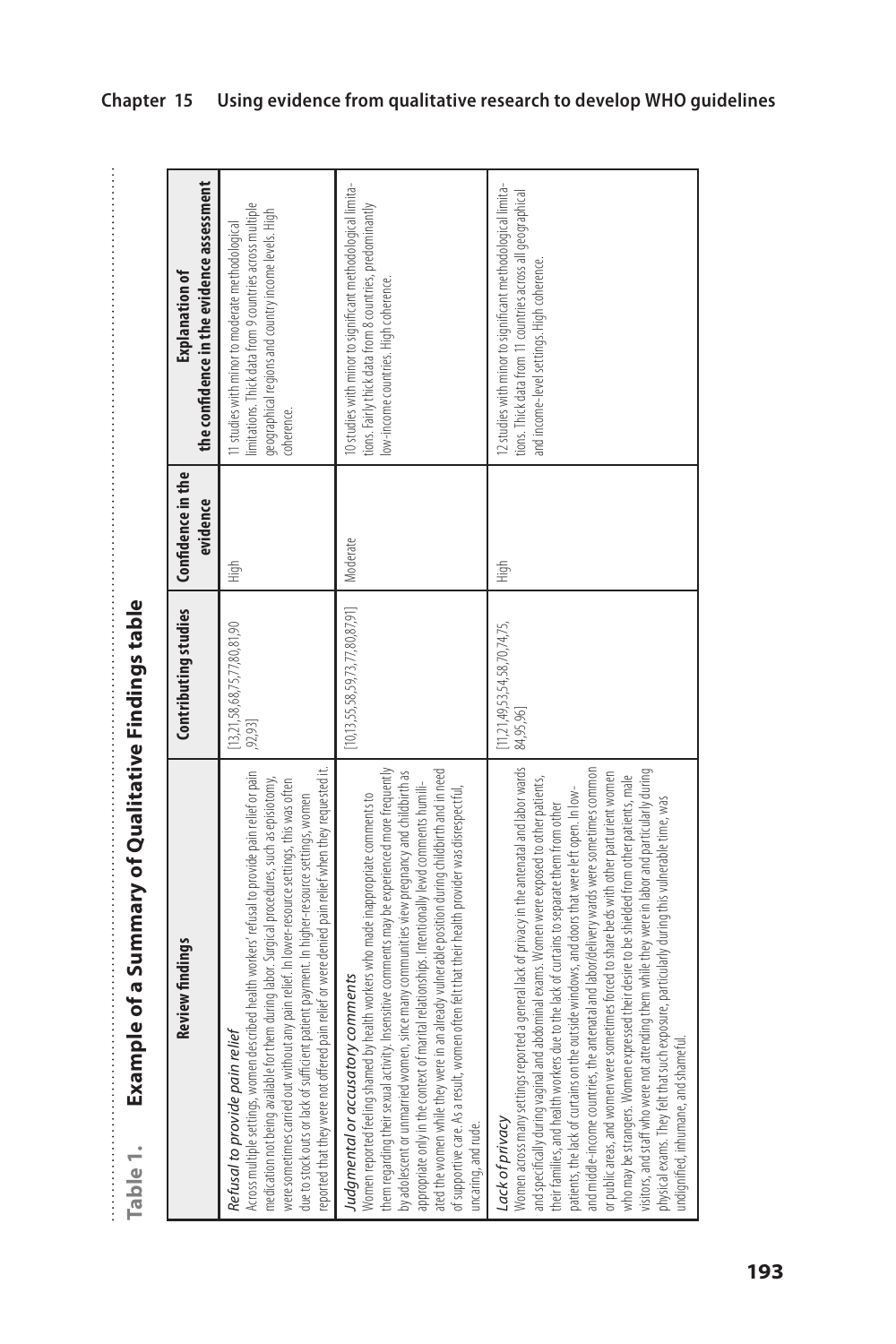**Table 1. Example of a Summary of Qualitative Findings table**

| Review findings | Contributing studies | Confidence in the evidence | Explanation of the confidence in the evidence assessment |
|---|---|---|---|
| *Refusal to provide pain relief* Across multiple settings, women described health workers' refusal to provide pain relief or pain medication not being available for them during labor. Surgical procedures, such as episiotomy, were sometimes carried out without any pain relief. In lower-resource settings, this was often due to stock outs or lack of sufficient patient payment. In higher-resource settings, women reported that they were not offered pain relief or were denied pain relief when they requested it. | [13,21,58,68,75,77,80,81,90,92,93] | High | 11 studies with minor to moderate methodological limitations. Thick data from 9 countries across multiple geographical regions and country income levels. High coherence. |
| *Judgmental or accusatory comments* Women reported feeling shamed by health workers who made inappropriate comments to them regarding their sexual activity. Insensitive comments may be experienced more frequently by adolescent or unmarried women, since many communities view pregnancy and childbirth as appropriate only in the context of marital relationships. Intentionally lewd comments humiliated the women while they were in an already vulnerable position during childbirth and in need of supportive care. As a result, women often felt that their health provider was disrespectful, uncaring, and rude. | [10,13,55,58,59,73,77,80,87,91] | Moderate | 10 studies with minor to significant methodological limitations. Fairly thick data from 8 countries, predominantly low-income countries. High coherence. |
| *Lack of privacy* Women across many settings reported a general lack of privacy in the antenatal and labor wards and specifically during vaginal and abdominal exams. Women were exposed to other patients, their families, and health workers due to the lack of curtains to separate them from other patients, the lack of curtains on the outside windows, and doors that were left open. In low- and middle-income countries, the antenatal and labor/delivery wards were sometimes common or public areas, and women were sometimes forced to share beds with other parturient women who may be strangers. Women expressed their desire to be shielded from other patients, male visitors, and staff who were not attending them while they were in labor and particularly during physical exams. They felt that such exposure, particularly during this vulnerable time, was undignified, inhumane, and shameful. | [11,21,49,53,54,58,70,74,75,84,95,96] | High | 12 studies with minor to significant methodological limitations. Thick data from 11 countries across all geographical and income-level settings. High coherence. |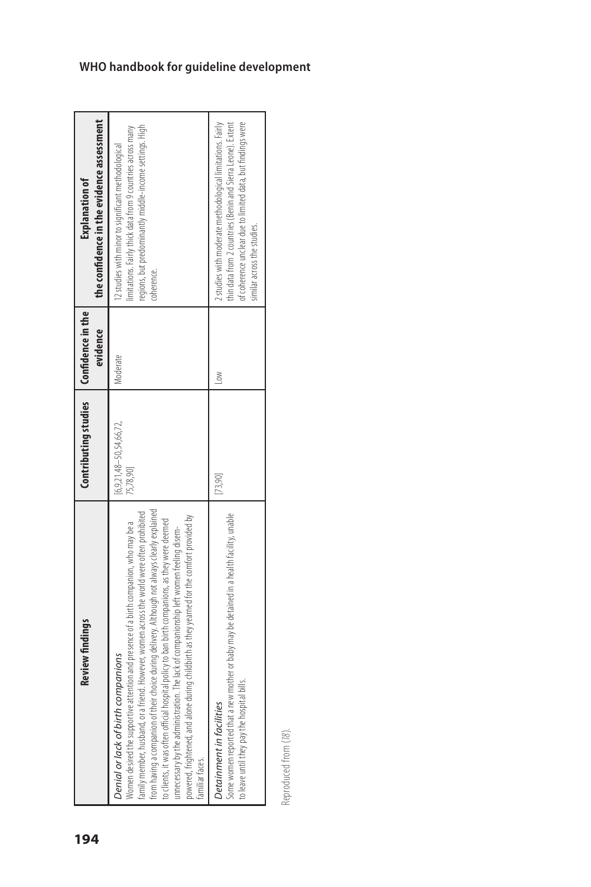| Review findings | Contributing studies | Confidence in the evidence | Explanation of the confidence in the evidence assessment |
|---|---|---|---|
| *Denial or lack of birth companions*<br>Women desired the supportive attention and presence of a birth companion, who may be a family member, husband, or a friend. However, women across the world were often prohibited from having a companion of their choice during delivery. Although not always clearly explained to clients, it was often official hospital policy to ban birth companions, as they were deemed unnecessary by the administration. The lack of companionship left women feeling disempowered, frightened, and alone during childbirth as they yearned for the comfort provided by familiar faces. | [6,9,21,48–50,54,66,72, 75,78,90] | Moderate | 12 studies with minor to significant methodological limitations. Fairly thick data from 9 countries across many regions, but predominantly middle-income settings. High coherence. |
| *Detainment in facilities*<br>Some women reported that a new mother or baby may be detained in a health facility, unable to leave until they pay the hospital bills. | [73,90] | Low | 2 studies with moderate methodological limitations. Fairly thin data from 2 countries (Benin and Sierra Leone). Extent of coherence unclear due to limited data, but findings were similar across the studies. |

Reproduced from (78).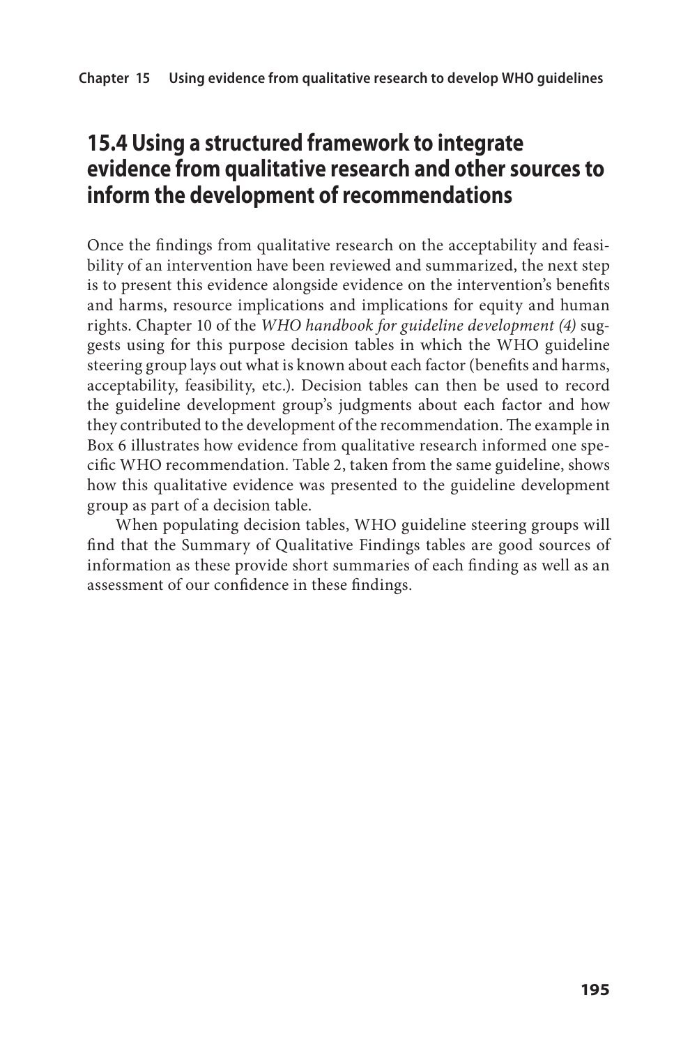## 15.4 Using a structured framework to integrate evidence from qualitative research and other sources to inform the development of recommendations

Once the findings from qualitative research on the acceptability and feasibility of an intervention have been reviewed and summarized, the next step is to present this evidence alongside evidence on the intervention's benefits and harms, resource implications and implications for equity and human rights. Chapter 10 of the *WHO handbook for guideline development (4)* suggests using for this purpose decision tables in which the WHO guideline steering group lays out what is known about each factor (benefits and harms, acceptability, feasibility, etc.). Decision tables can then be used to record the guideline development group's judgments about each factor and how they contributed to the development of the recommendation. The example in Box 6 illustrates how evidence from qualitative research informed one specific WHO recommendation. Table 2, taken from the same guideline, shows how this qualitative evidence was presented to the guideline development group as part of a decision table.

When populating decision tables, WHO guideline steering groups will find that the Summary of Qualitative Findings tables are good sources of information as these provide short summaries of each finding as well as an assessment of our confidence in these findings.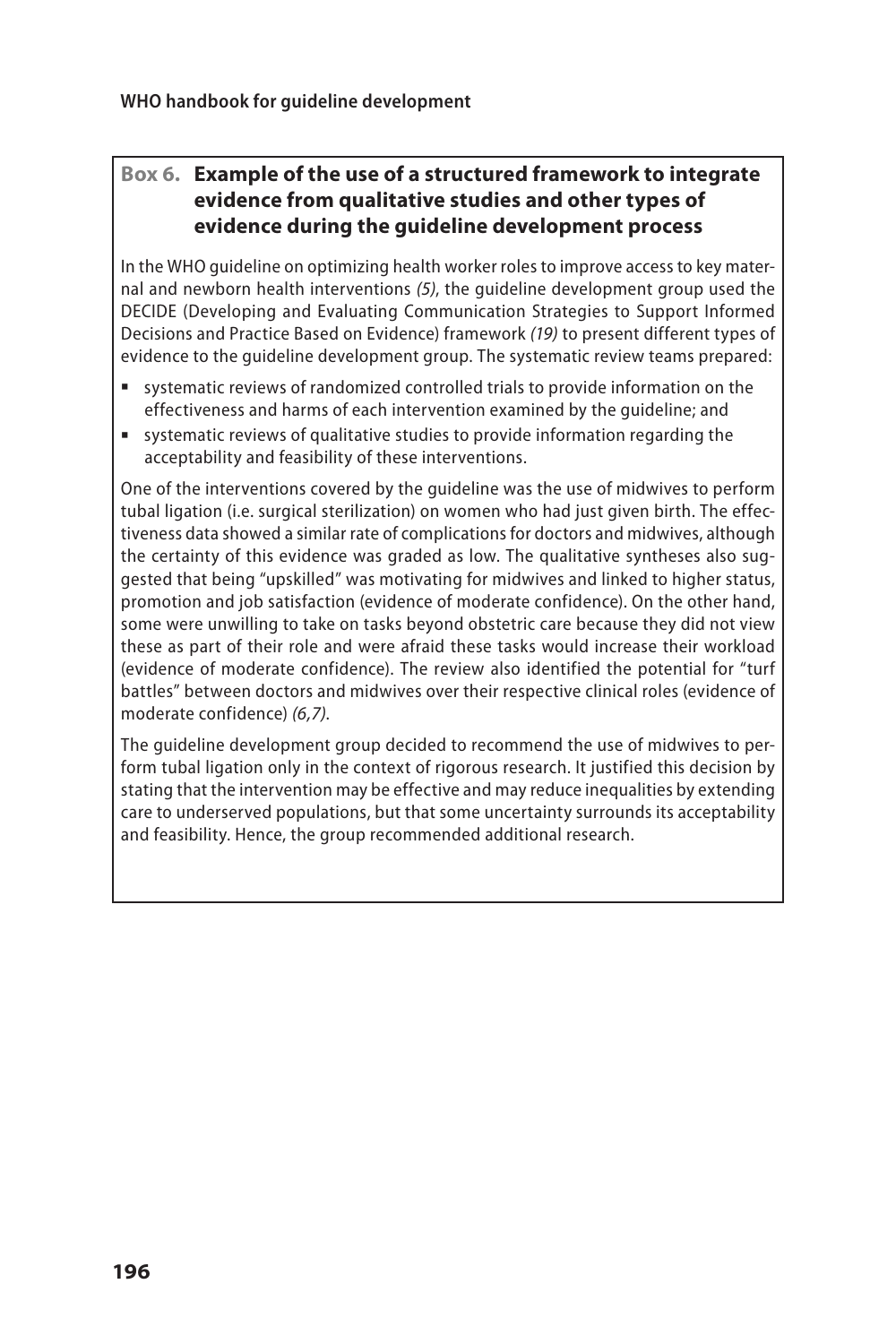### Box 6. Example of the use of a structured framework to integrate evidence from qualitative studies and other types of evidence during the guideline development process

In the WHO guideline on optimizing health worker roles to improve access to key maternal and newborn health interventions *(5)*, the guideline development group used the DECIDE (Developing and Evaluating Communication Strategies to Support Informed Decisions and Practice Based on Evidence) framework *(19)* to present different types of evidence to the guideline development group. The systematic review teams prepared:

- systematic reviews of randomized controlled trials to provide information on the effectiveness and harms of each intervention examined by the guideline; and
- systematic reviews of qualitative studies to provide information regarding the acceptability and feasibility of these interventions.

One of the interventions covered by the guideline was the use of midwives to perform tubal ligation (i.e. surgical sterilization) on women who had just given birth. The effectiveness data showed a similar rate of complications for doctors and midwives, although the certainty of this evidence was graded as low. The qualitative syntheses also suggested that being "upskilled" was motivating for midwives and linked to higher status, promotion and job satisfaction (evidence of moderate confidence). On the other hand, some were unwilling to take on tasks beyond obstetric care because they did not view these as part of their role and were afraid these tasks would increase their workload (evidence of moderate confidence). The review also identified the potential for "turf battles" between doctors and midwives over their respective clinical roles (evidence of moderate confidence) *(6,7)*.

The guideline development group decided to recommend the use of midwives to perform tubal ligation only in the context of rigorous research. It justified this decision by stating that the intervention may be effective and may reduce inequalities by extending care to underserved populations, but that some uncertainty surrounds its acceptability and feasibility. Hence, the group recommended additional research.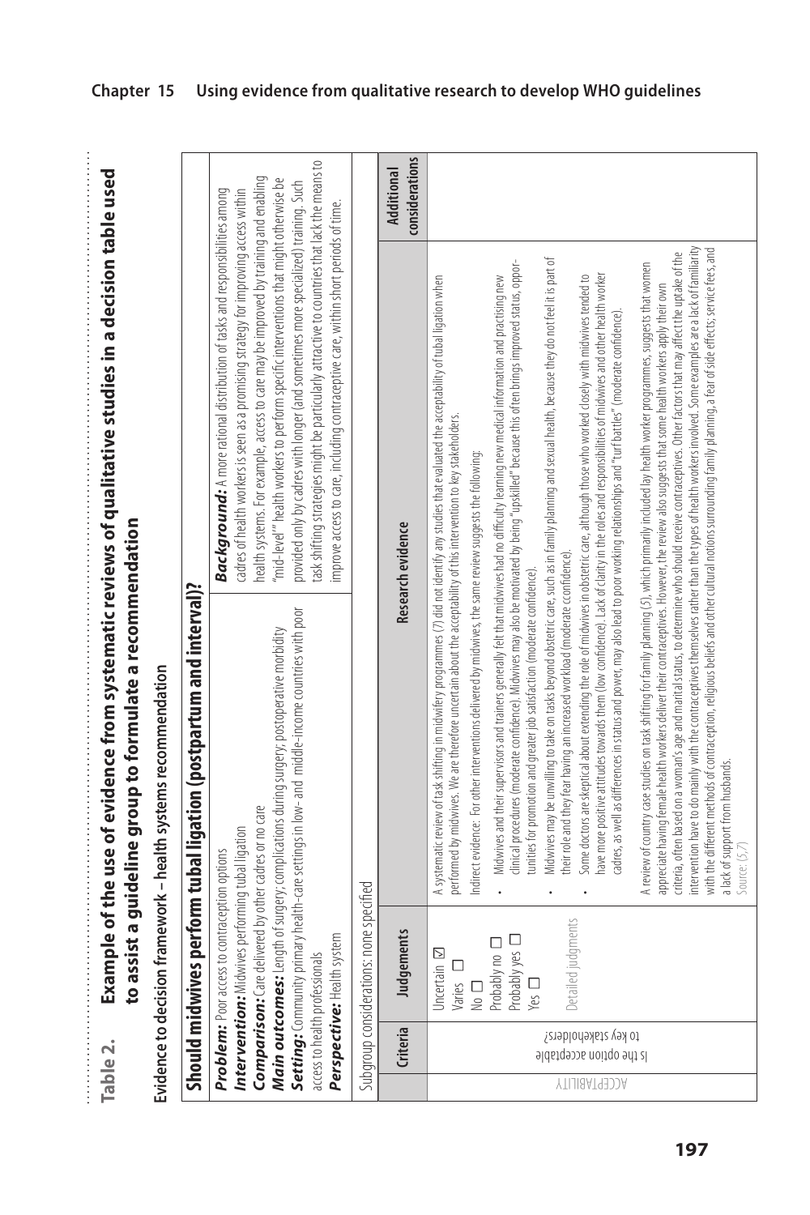**Table 2. Example of the use of evidence from systematic reviews of qualitative studies in a decision table used to assist a guideline group to formulate a recommendation**

Evidence to decision framework – health systems recommendation

## Should midwives perform tubal ligation (postpartum and interval)?

| | |
|---|---|
| ***Problem:*** Poor access to contraception options<br>***Intervention:*** Midwives performing tubal ligation<br>***Comparison:*** Care delivered by other cadres or no care<br>***Main outcomes:*** Length of surgery; complications during surgery; postoperative morbidity<br>***Setting:*** Community primary health-care settings in low- and middle-income countries with poor access to health professionals<br>***Perspective:*** Health system | ***Background:*** A more rational distribution of tasks and responsibilities among cadres of health workers is seen as a promising strategy for improving access within health systems. For example, access to care may be improved by training and enabling "mid-level" health workers to perform specific interventions that might otherwise be provided only by cadres with longer (and sometimes more specialized) training. Such task shifting strategies might be particularly attractive to countries that lack the means to improve access to care, including contraceptive care, within short periods of time. |

Subgroup considerations: none specified

| | Criteria | Judgements | Research evidence | Additional considerations |
|---|---|---|---|---|
| ACCEPTABILITY | Is the option acceptable to key stakeholders? | Uncertain ☑<br>Varies ☐<br>No ☐<br>Probably no ☐<br>Probably yes ☐<br>Yes ☐<br><br>Detailed judgments | A systematic review of task shifting in midwifery programmes (7) did not identify any studies that evaluated the acceptability of tubal ligation when performed by midwives. We are therefore uncertain about the acceptability of this intervention to key stakeholders.<br><br>Indirect evidence: For other interventions delivered by midwives, the same review suggests the following:<br>• Midwives and their supervisors and trainers generally felt that midwives had no difficulty learning new medical information and practising new clinical procedures (moderate confidence). Midwives may also be motivated by being "upskilled" because this often brings improved status, opportunities for promotion and greater job satisfaction (moderate confidence).<br>• Midwives may be unwilling to take on tasks beyond obstetric care, such as in family planning and sexual health, because they do not feel it is part of their role and they fear having an increased workload (moderate confidence).<br>• Some doctors are skeptical about extending the role of midwives in obstetric care, although those who worked closely with midwives tended to have more positive attitudes towards them (low confidence). Lack of clarity in the roles and responsibilities of midwives and other health worker cadres, as well as differences in status and power, may also lead to poor working relationships and "turf battles" (moderate confidence).<br><br>A review of country case studies on task shifting for family planning (5), which primarily included lay health worker programmes, suggests that women appreciate having female health workers deliver their contraceptives. However, the review also suggests that some health workers apply their own criteria, often based on a woman's age and marital status, to determine who should receive contraceptives. Other factors that may affect the uptake of the intervention have to do mainly with the contraceptives themselves rather than the types of health workers involved. Some examples are a lack of familiarity with the different methods of contraception, religious beliefs and other cultural notions surrounding family planning, a fear of side effects; service fees, and a lack of support from husbands.<br>Source: (5,7) | |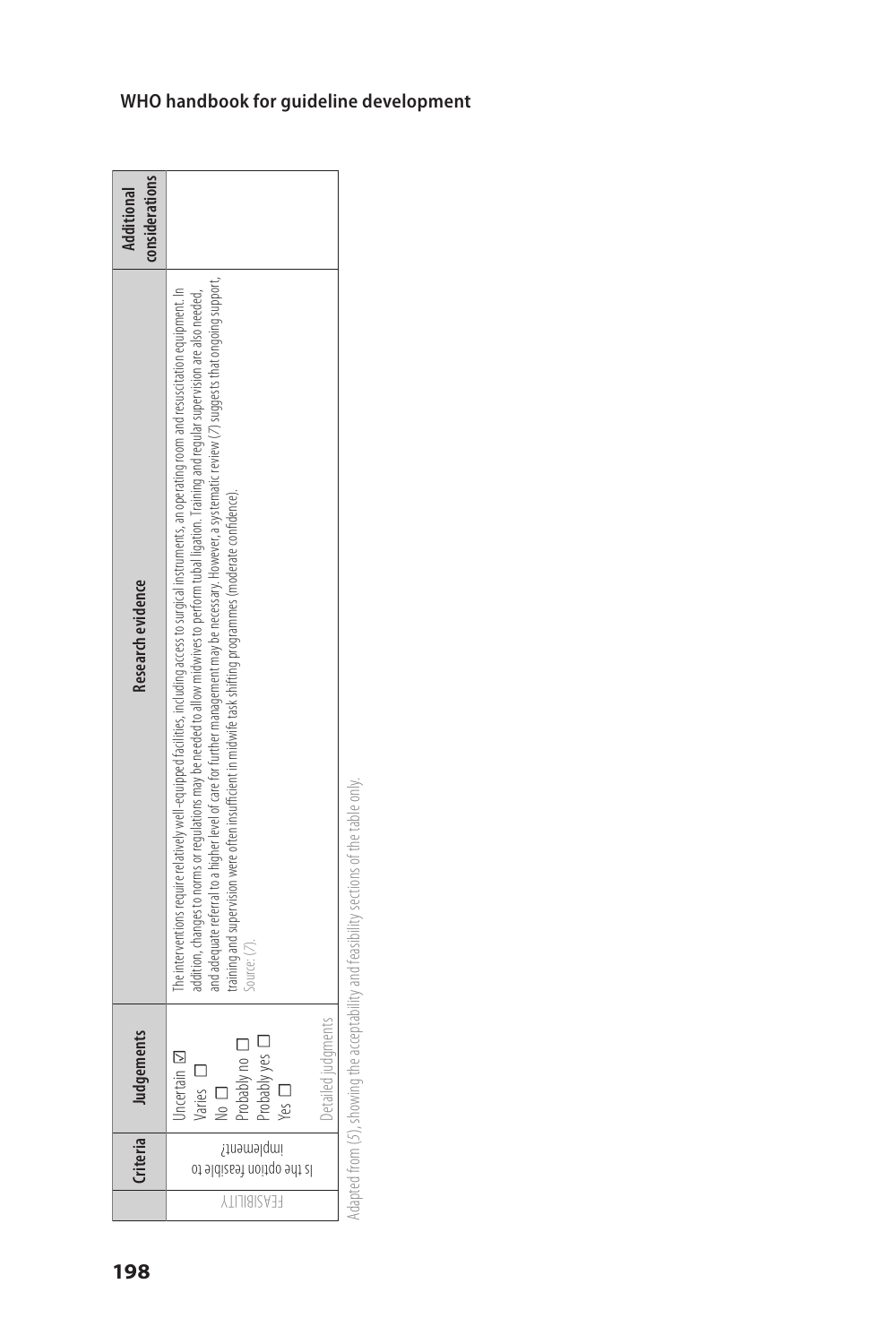| | Criteria | Judgements | Research evidence | Additional considerations |
|---|---|---|---|---|
| FEASIBILITY | Is the option feasible to implement? | Uncertain ☑<br>Varies ☐<br>No ☐<br>Probably no ☐<br>Probably yes ☐<br>Yes ☐<br><br>Detailed judgments | The interventions require relatively well-equipped facilities, including access to surgical instruments, an operating room and resuscitation equipment. In addition, changes to norms or regulations may be needed to allow midwives to perform tubal ligation. Training and regular supervision are also needed, and adequate referral to a higher level of care for further management may be necessary. However, a systematic review (7) suggests that ongoing support, training and supervision were often insufficient in midwife task shifting programmes (moderate confidence).<br>Source: (7). | |

Adapted from (5), showing the acceptability and feasibility sections of the table only.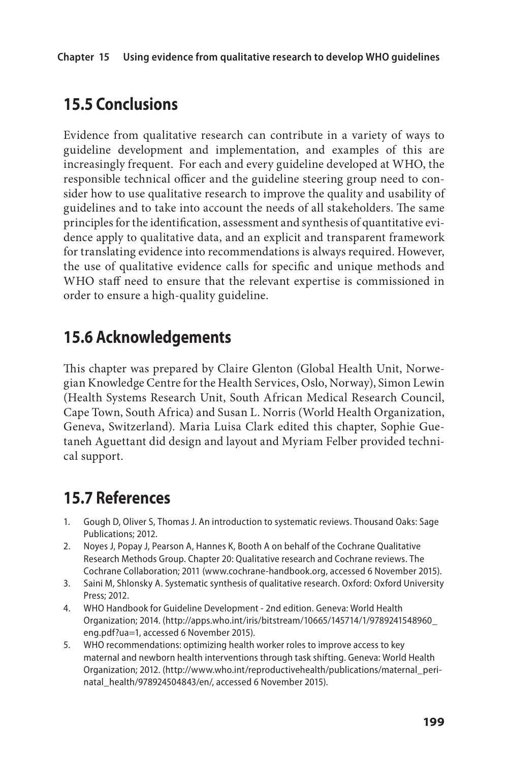## 15.5 Conclusions

Evidence from qualitative research can contribute in a variety of ways to guideline development and implementation, and examples of this are increasingly frequent. For each and every guideline developed at WHO, the responsible technical officer and the guideline steering group need to consider how to use qualitative research to improve the quality and usability of guidelines and to take into account the needs of all stakeholders. The same principles for the identification, assessment and synthesis of quantitative evidence apply to qualitative data, and an explicit and transparent framework for translating evidence into recommendations is always required. However, the use of qualitative evidence calls for specific and unique methods and WHO staff need to ensure that the relevant expertise is commissioned in order to ensure a high-quality guideline.

## 15.6 Acknowledgements

This chapter was prepared by Claire Glenton (Global Health Unit, Norwegian Knowledge Centre for the Health Services, Oslo, Norway), Simon Lewin (Health Systems Research Unit, South African Medical Research Council, Cape Town, South Africa) and Susan L. Norris (World Health Organization, Geneva, Switzerland). Maria Luisa Clark edited this chapter, Sophie Guetaneh Aguettant did design and layout and Myriam Felber provided technical support.

## 15.7 References

1. Gough D, Oliver S, Thomas J. An introduction to systematic reviews. Thousand Oaks: Sage Publications; 2012.
2. Noyes J, Popay J, Pearson A, Hannes K, Booth A on behalf of the Cochrane Qualitative Research Methods Group. Chapter 20: Qualitative research and Cochrane reviews. The Cochrane Collaboration; 2011 (www.cochrane-handbook.org, accessed 6 November 2015).
3. Saini M, Shlonsky A. Systematic synthesis of qualitative research. Oxford: Oxford University Press; 2012.
4. WHO Handbook for Guideline Development - 2nd edition. Geneva: World Health Organization; 2014. (http://apps.who.int/iris/bitstream/10665/145714/1/9789241548960_eng.pdf?ua=1, accessed 6 November 2015).
5. WHO recommendations: optimizing health worker roles to improve access to key maternal and newborn health interventions through task shifting. Geneva: World Health Organization; 2012. (http://www.who.int/reproductivehealth/publications/maternal_perinatal_health/978924504843/en/, accessed 6 November 2015).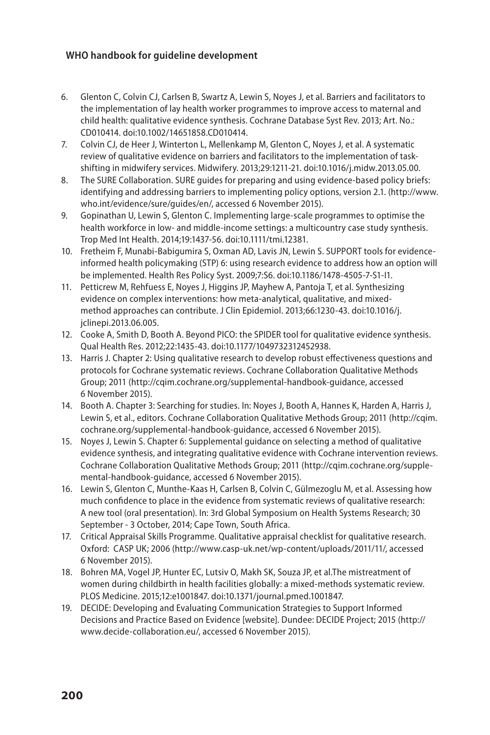6. Glenton C, Colvin CJ, Carlsen B, Swartz A, Lewin S, Noyes J, et al. Barriers and facilitators to the implementation of lay health worker programmes to improve access to maternal and child health: qualitative evidence synthesis. Cochrane Database Syst Rev. 2013; Art. No.: CD010414. doi:10.1002/14651858.CD010414.
7. Colvin CJ, de Heer J, Winterton L, Mellenkamp M, Glenton C, Noyes J, et al. A systematic review of qualitative evidence on barriers and facilitators to the implementation of task-shifting in midwifery services. Midwifery. 2013;29:1211-21. doi:10.1016/j.midw.2013.05.00.
8. The SURE Collaboration. SURE guides for preparing and using evidence-based policy briefs: identifying and addressing barriers to implementing policy options, version 2.1. (http://www.who.int/evidence/sure/guides/en/, accessed 6 November 2015).
9. Gopinathan U, Lewin S, Glenton C. Implementing large-scale programmes to optimise the health workforce in low- and middle-income settings: a multicountry case study synthesis. Trop Med Int Health. 2014;19:1437-56. doi:10.1111/tmi.12381.
10. Fretheim F, Munabi-Babigumira S, Oxman AD, Lavis JN, Lewin S. SUPPORT tools for evidence-informed health policymaking (STP) 6: using research evidence to address how an option will be implemented. Health Res Policy Syst. 2009;7:S6. doi:10.1186/1478-4505-7-S1-I1.
11. Petticrew M, Rehfuess E, Noyes J, Higgins JP, Mayhew A, Pantoja T, et al. Synthesizing evidence on complex interventions: how meta-analytical, qualitative, and mixed-method approaches can contribute. J Clin Epidemiol. 2013;66:1230-43. doi:10.1016/j.jclinepi.2013.06.005.
12. Cooke A, Smith D, Booth A. Beyond PICO: the SPIDER tool for qualitative evidence synthesis. Qual Health Res. 2012;22:1435-43. doi:10.1177/1049732312452938.
13. Harris J. Chapter 2: Using qualitative research to develop robust effectiveness questions and protocols for Cochrane systematic reviews. Cochrane Collaboration Qualitative Methods Group; 2011 (http://cqim.cochrane.org/supplemental-handbook-guidance, accessed 6 November 2015).
14. Booth A. Chapter 3: Searching for studies. In: Noyes J, Booth A, Hannes K, Harden A, Harris J, Lewin S, et al., editors. Cochrane Collaboration Qualitative Methods Group; 2011 (http://cqim.cochrane.org/supplemental-handbook-guidance, accessed 6 November 2015).
15. Noyes J, Lewin S. Chapter 6: Supplemental guidance on selecting a method of qualitative evidence synthesis, and integrating qualitative evidence with Cochrane intervention reviews. Cochrane Collaboration Qualitative Methods Group; 2011 (http://cqim.cochrane.org/supplemental-handbook-guidance, accessed 6 November 2015).
16. Lewin S, Glenton C, Munthe-Kaas H, Carlsen B, Colvin C, Gülmezoglu M, et al. Assessing how much confidence to place in the evidence from systematic reviews of qualitative research: A new tool (oral presentation). In: 3rd Global Symposium on Health Systems Research; 30 September - 3 October, 2014; Cape Town, South Africa.
17. Critical Appraisal Skills Programme. Qualitative appraisal checklist for qualitative research. Oxford: CASP UK; 2006 (http://www.casp-uk.net/wp-content/uploads/2011/11/, accessed 6 November 2015).
18. Bohren MA, Vogel JP, Hunter EC, Lutsiv O, Makh SK, Souza JP, et al.The mistreatment of women during childbirth in health facilities globally: a mixed-methods systematic review. PLOS Medicine. 2015;12:e1001847. doi:10.1371/journal.pmed.1001847.
19. DECIDE: Developing and Evaluating Communication Strategies to Support Informed Decisions and Practice Based on Evidence [website]. Dundee: DECIDE Project; 2015 (http://www.decide-collaboration.eu/, accessed 6 November 2015).